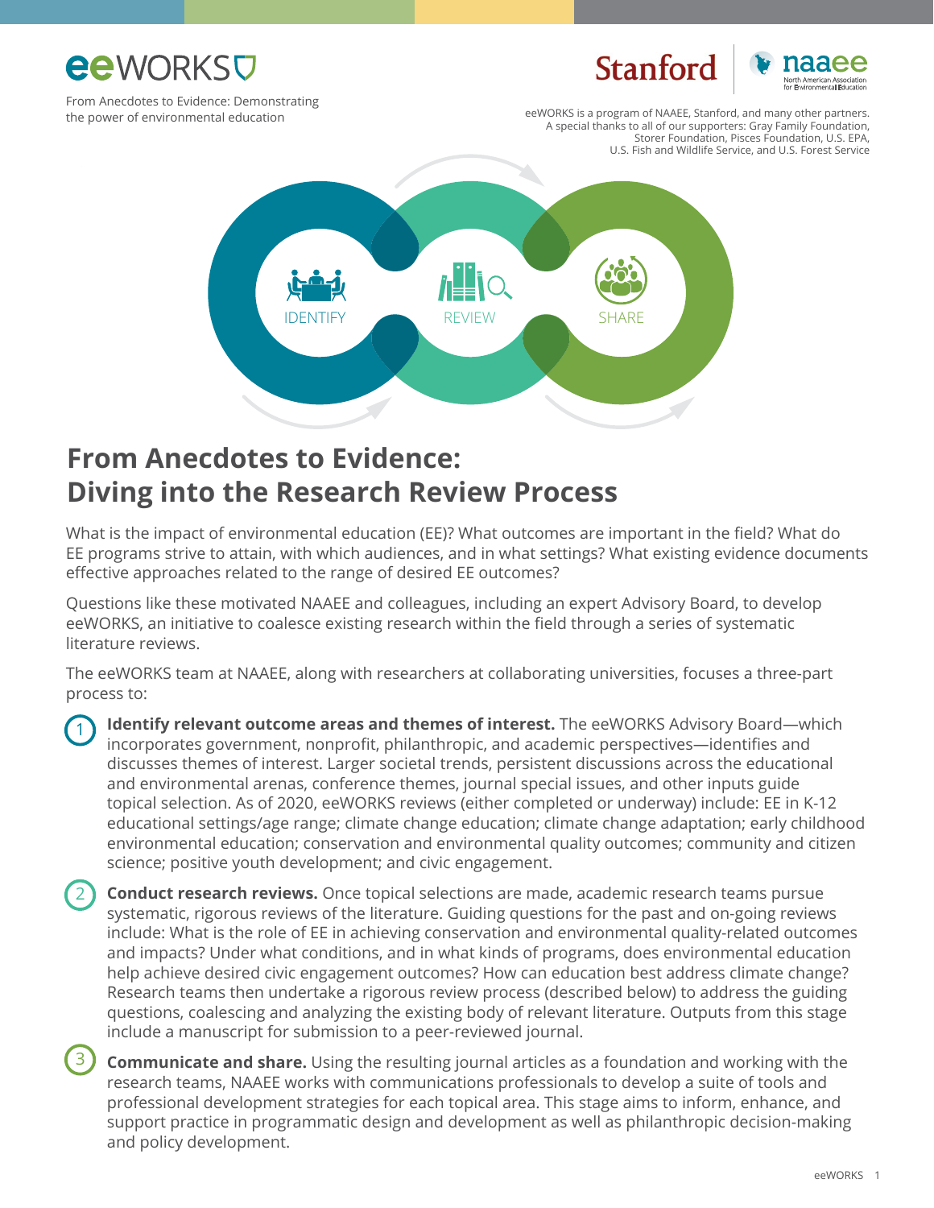eeWORKS

From Anecdotes to Evidence: Demonstrating the power of environmental education

eeWORKS is a program of NAAEE, Stanford, and many other partners. A special thanks to all of our supporters: Gray Family Foundation, Storer Foundation, Pisces Foundation, U.S. EPA, U.S. Fish and Wildlife Service, and U.S. Forest Service

IDENTIFY  REVIEW  SHARE

# From Anecdotes to Evidence: Diving into the Research Review Process

What is the impact of environmental education (EE)? What outcomes are important in the field? What do EE programs strive to attain, with which audiences, and in what settings? What existing evidence documents effective approaches related to the range of desired EE outcomes?

Questions like these motivated NAAEE and colleagues, including an expert Advisory Board, to develop eeWORKS, an initiative to coalesce existing research within the field through a series of systematic literature reviews.

The eeWORKS team at NAAEE, along with researchers at collaborating universities, focuses a three-part process to:

1. **Identify relevant outcome areas and themes of interest.** The eeWORKS Advisory Board—which incorporates government, nonprofit, philanthropic, and academic perspectives—identifies and discusses themes of interest. Larger societal trends, persistent discussions across the educational and environmental arenas, conference themes, journal special issues, and other inputs guide topical selection. As of 2020, eeWORKS reviews (either completed or underway) include: EE in K-12 educational settings/age range; climate change education; climate change adaptation; early childhood environmental education; conservation and environmental quality outcomes; community and citizen science; positive youth development; and civic engagement.

2. **Conduct research reviews.** Once topical selections are made, academic research teams pursue systematic, rigorous reviews of the literature. Guiding questions for the past and on-going reviews include: What is the role of EE in achieving conservation and environmental quality-related outcomes and impacts? Under what conditions, and in what kinds of programs, does environmental education help achieve desired civic engagement outcomes? How can education best address climate change? Research teams then undertake a rigorous review process (described below) to address the guiding questions, coalescing and analyzing the existing body of relevant literature. Outputs from this stage include a manuscript for submission to a peer-reviewed journal.

3. **Communicate and share.** Using the resulting journal articles as a foundation and working with the research teams, NAAEE works with communications professionals to develop a suite of tools and professional development strategies for each topical area. This stage aims to inform, enhance, and support practice in programmatic design and development as well as philanthropic decision-making and policy development.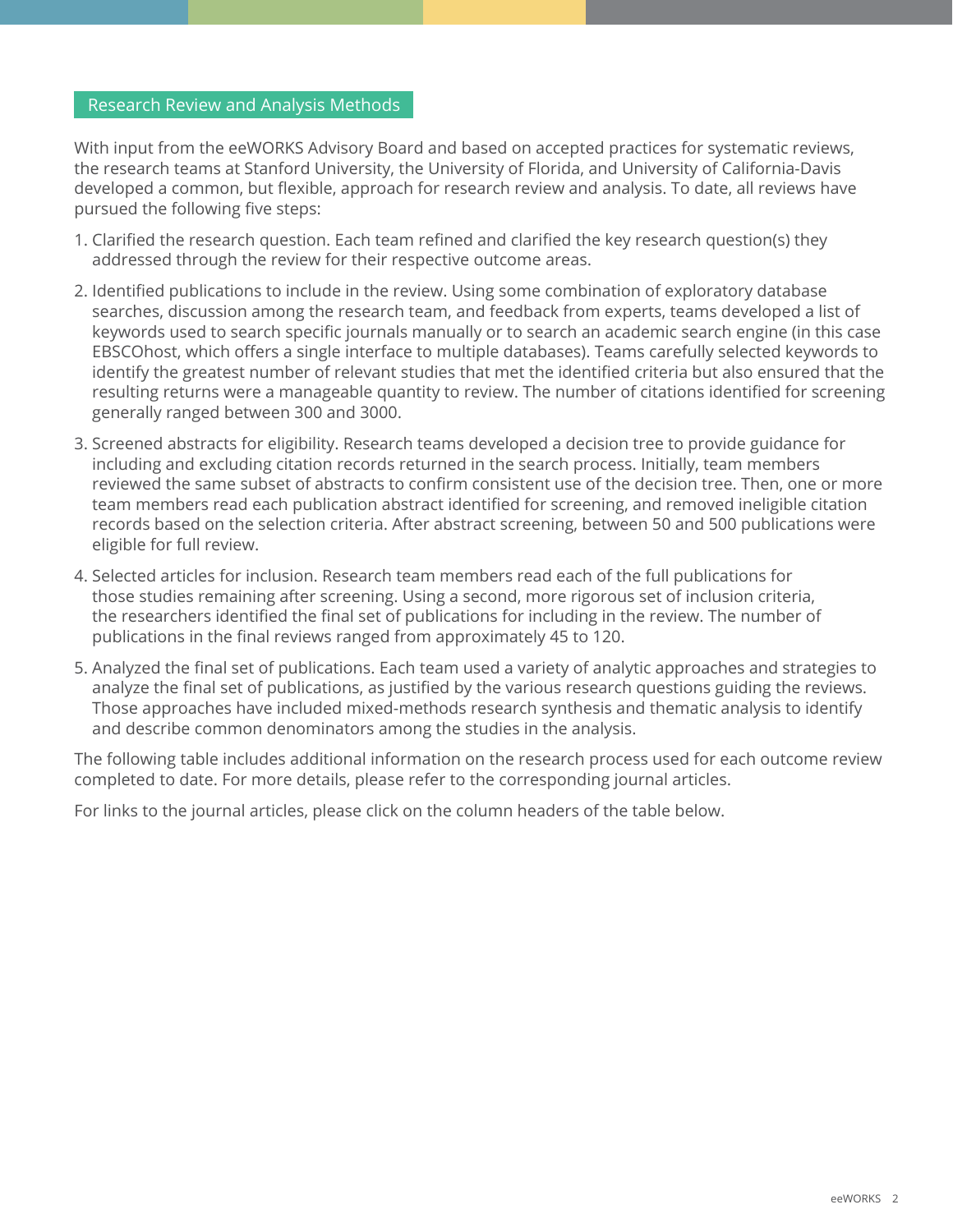## Research Review and Analysis Methods

With input from the eeWORKS Advisory Board and based on accepted practices for systematic reviews, the research teams at Stanford University, the University of Florida, and University of California-Davis developed a common, but flexible, approach for research review and analysis. To date, all reviews have pursued the following five steps:

1. Clarified the research question. Each team refined and clarified the key research question(s) they addressed through the review for their respective outcome areas.
2. Identified publications to include in the review. Using some combination of exploratory database searches, discussion among the research team, and feedback from experts, teams developed a list of keywords used to search specific journals manually or to search an academic search engine (in this case EBSCOhost, which offers a single interface to multiple databases). Teams carefully selected keywords to identify the greatest number of relevant studies that met the identified criteria but also ensured that the resulting returns were a manageable quantity to review. The number of citations identified for screening generally ranged between 300 and 3000.
3. Screened abstracts for eligibility. Research teams developed a decision tree to provide guidance for including and excluding citation records returned in the search process. Initially, team members reviewed the same subset of abstracts to confirm consistent use of the decision tree. Then, one or more team members read each publication abstract identified for screening, and removed ineligible citation records based on the selection criteria. After abstract screening, between 50 and 500 publications were eligible for full review.
4. Selected articles for inclusion. Research team members read each of the full publications for those studies remaining after screening. Using a second, more rigorous set of inclusion criteria, the researchers identified the final set of publications for including in the review. The number of publications in the final reviews ranged from approximately 45 to 120.
5. Analyzed the final set of publications. Each team used a variety of analytic approaches and strategies to analyze the final set of publications, as justified by the various research questions guiding the reviews. Those approaches have included mixed-methods research synthesis and thematic analysis to identify and describe common denominators among the studies in the analysis.

The following table includes additional information on the research process used for each outcome review completed to date. For more details, please refer to the corresponding journal articles.

For links to the journal articles, please click on the column headers of the table below.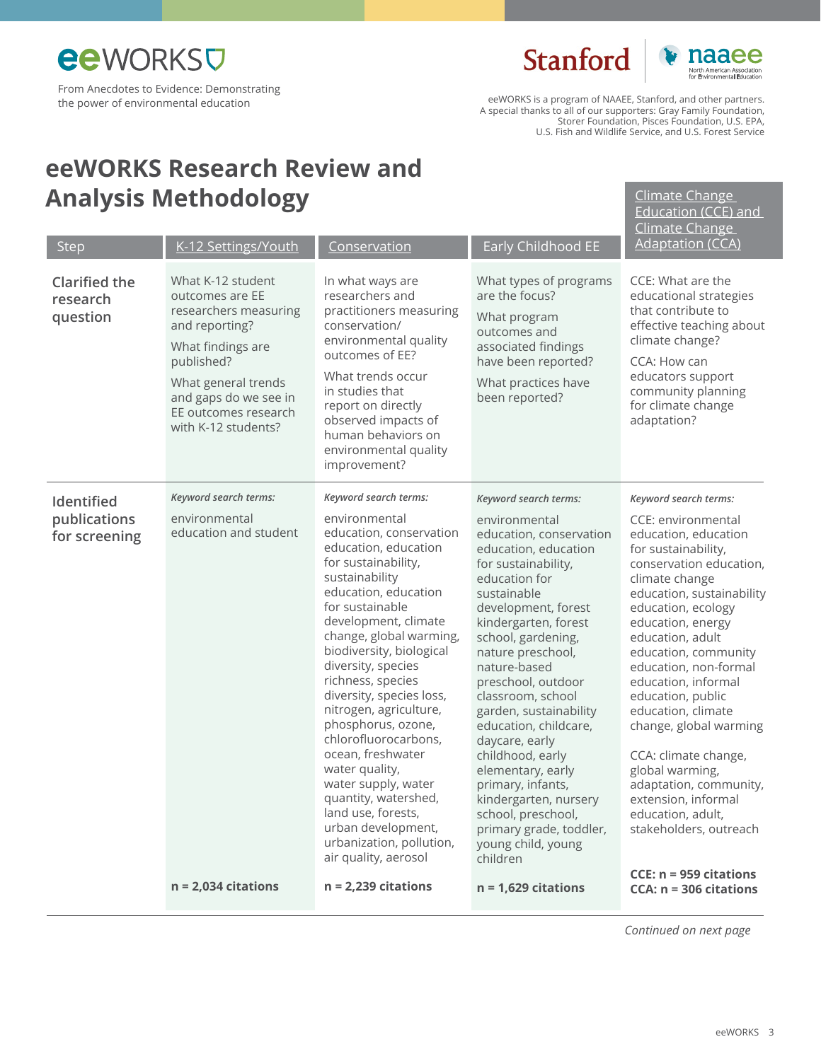eeWORKS

From Anecdotes to Evidence: Demonstrating the power of environmental education

Stanford | naaee North American Association for Environmental Education

eeWORKS is a program of NAAEE, Stanford, and other partners. A special thanks to all of our supporters: Gray Family Foundation, Storer Foundation, Pisces Foundation, U.S. EPA, U.S. Fish and Wildlife Service, and U.S. Forest Service

# eeWORKS Research Review and Analysis Methodology

| Step | K-12 Settings/Youth | Conservation | Early Childhood EE | Climate Change Education (CCE) and Climate Change Adaptation (CCA) |
|---|---|---|---|---|
| **Clarified the research question** | What K-12 student outcomes are EE researchers measuring and reporting?<br><br>What findings are published?<br><br>What general trends and gaps do we see in EE outcomes research with K-12 students? | In what ways are researchers and practitioners measuring conservation/ environmental quality outcomes of EE?<br><br>What trends occur in studies that report on directly observed impacts of human behaviors on environmental quality improvement? | What types of programs are the focus?<br><br>What program outcomes and associated findings have been reported?<br><br>What practices have been reported? | CCE: What are the educational strategies that contribute to effective teaching about climate change?<br><br>CCA: How can educators support community planning for climate change adaptation? |
| **Identified publications for screening** | *Keyword search terms:*<br><br>environmental education and student<br><br>**n = 2,034 citations** | *Keyword search terms:*<br><br>environmental education, conservation education, education for sustainability, sustainability education, education for sustainable development, climate change, global warming, biodiversity, biological diversity, species richness, species diversity, species loss, nitrogen, agriculture, phosphorus, ozone, chlorofluorocarbons, ocean, freshwater water quality, water supply, water quantity, watershed, land use, forests, urban development, urbanization, pollution, air quality, aerosol<br><br>**n = 2,239 citations** | *Keyword search terms:*<br><br>environmental education, conservation education, education for sustainability, education for sustainable development, forest kindergarten, forest school, gardening, nature preschool, nature-based preschool, outdoor classroom, school garden, sustainability education, childcare, daycare, early childhood, early elementary, early primary, infants, kindergarten, nursery school, preschool, primary grade, toddler, young child, young children<br><br>**n = 1,629 citations** | *Keyword search terms:*<br><br>CCE: environmental education, education for sustainability, conservation education, climate change education, sustainability education, ecology education, energy education, adult education, community education, non-formal education, informal education, public education, climate change, global warming<br><br>CCA: climate change, global warming, adaptation, community, extension, informal education, adult, stakeholders, outreach<br><br>**CCE: n = 959 citations**<br>**CCA: n = 306 citations** |

*Continued on next page*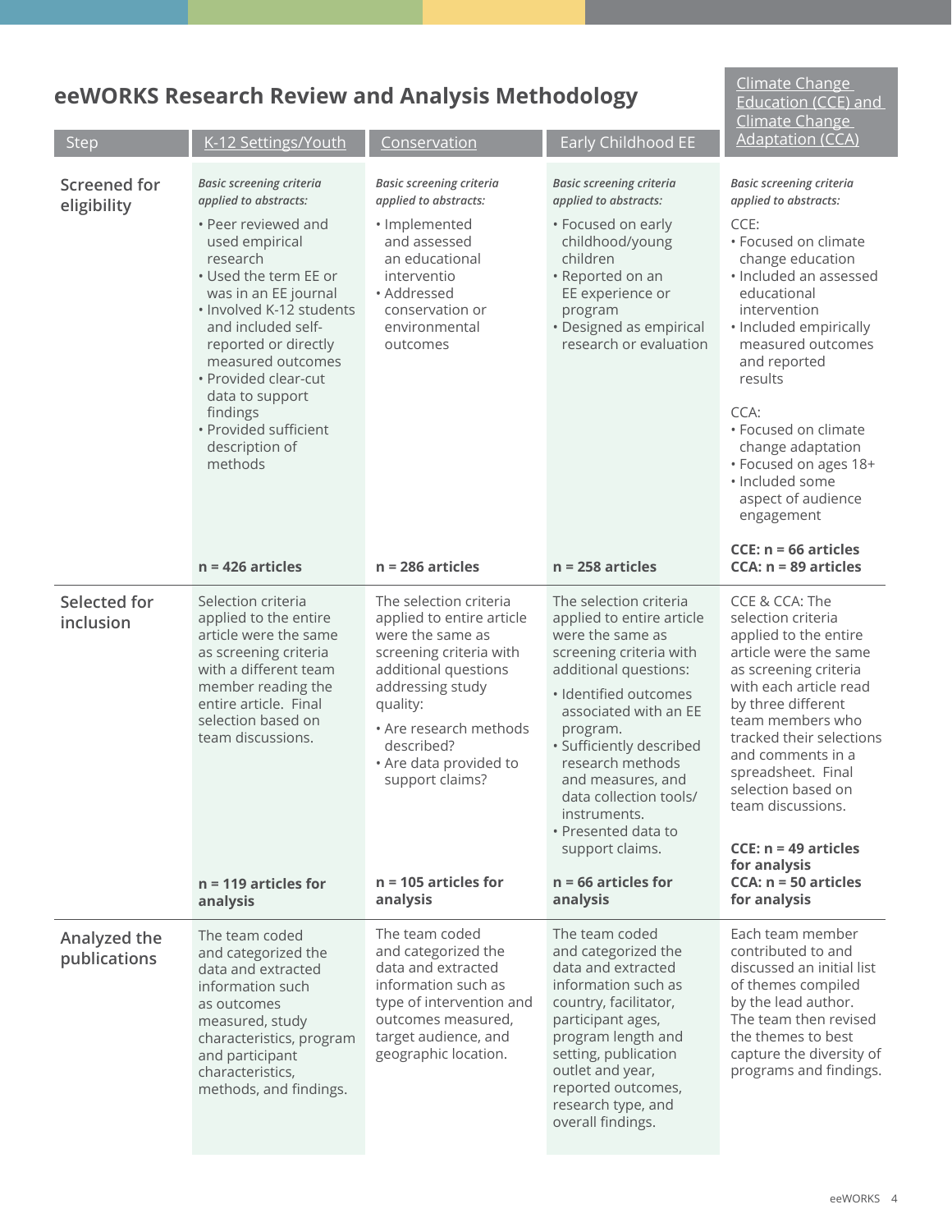## eeWORKS Research Review and Analysis Methodology

| Step | K-12 Settings/Youth | Conservation | Early Childhood EE | Climate Change Education (CCE) and Climate Change Adaptation (CCA) |
|---|---|---|---|---|
| Screened for eligibility | *Basic screening criteria applied to abstracts:*<br>• Peer reviewed and used empirical research<br>• Used the term EE or was in an EE journal<br>• Involved K-12 students and included self-reported or directly measured outcomes<br>• Provided clear-cut data to support findings<br>• Provided sufficient description of methods<br><br>**n = 426 articles** | *Basic screening criteria applied to abstracts:*<br>• Implemented and assessed an educational interventio<br>• Addressed conservation or environmental outcomes<br><br>**n = 286 articles** | *Basic screening criteria applied to abstracts:*<br>• Focused on early childhood/young children<br>• Reported on an EE experience or program<br>• Designed as empirical research or evaluation<br><br>**n = 258 articles** | *Basic screening criteria applied to abstracts:*<br>CCE:<br>• Focused on climate change education<br>• Included an assessed educational intervention<br>• Included empirically measured outcomes and reported results<br><br>CCA:<br>• Focused on climate change adaptation<br>• Focused on ages 18+<br>• Included some aspect of audience engagement<br><br>**CCE: n = 66 articles**<br>**CCA: n = 89 articles** |
| Selected for inclusion | Selection criteria applied to the entire article were the same as screening criteria with a different team member reading the entire article. Final selection based on team discussions.<br><br>**n = 119 articles for analysis** | The selection criteria applied to entire article were the same as screening criteria with additional questions addressing study quality:<br>• Are research methods described?<br>• Are data provided to support claims?<br><br>**n = 105 articles for analysis** | The selection criteria applied to entire article were the same as screening criteria with additional questions:<br>• Identified outcomes associated with an EE program.<br>• Sufficiently described research methods and measures, and data collection tools/ instruments.<br>• Presented data to support claims.<br><br>**n = 66 articles for analysis** | CCE & CCA: The selection criteria applied to the entire article were the same as screening criteria with each article read by three different team members who tracked their selections and comments in a spreadsheet. Final selection based on team discussions.<br><br>**CCE: n = 49 articles for analysis**<br>**CCA: n = 50 articles for analysis** |
| Analyzed the publications | The team coded and categorized the data and extracted information such as outcomes measured, study characteristics, program and participant characteristics, methods, and findings. | The team coded and categorized the data and extracted information such as type of intervention and outcomes measured, target audience, and geographic location. | The team coded and categorized the data and extracted information such as country, facilitator, participant ages, program length and setting, publication outlet and year, reported outcomes, research type, and overall findings. | Each team member contributed to and discussed an initial list of themes compiled by the lead author. The team then revised the themes to best capture the diversity of programs and findings. |